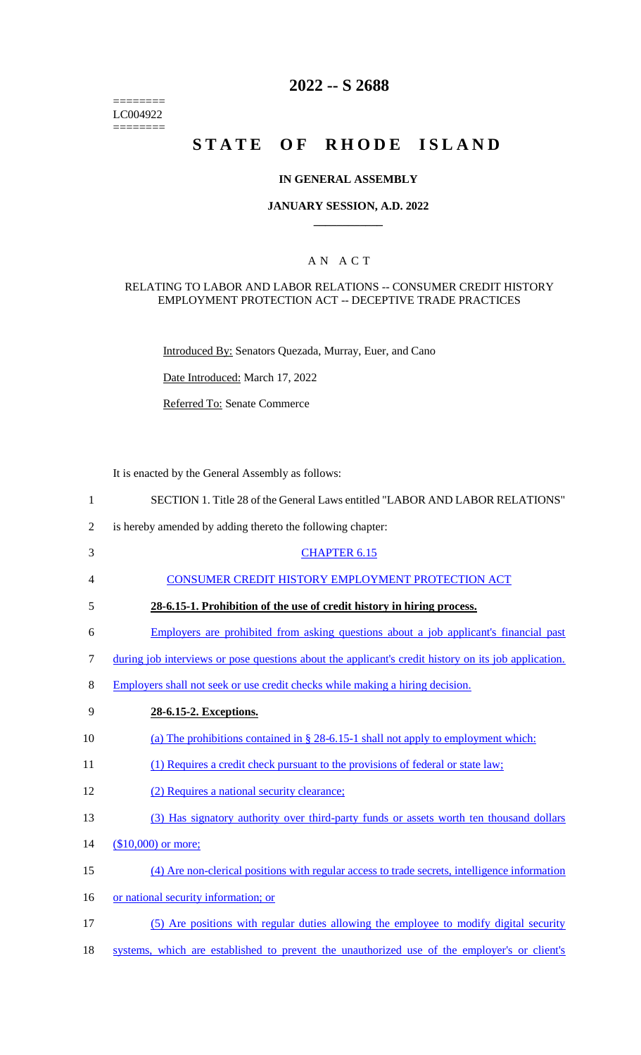========
LC004922
========

# 2022 -- S 2688

# STATE OF RHODE ISLAND

## IN GENERAL ASSEMBLY

### JANUARY SESSION, A.D. 2022

## AN ACT

RELATING TO LABOR AND LABOR RELATIONS -- CONSUMER CREDIT HISTORY EMPLOYMENT PROTECTION ACT -- DECEPTIVE TRADE PRACTICES

Introduced By: Senators Quezada, Murray, Euer, and Cano

Date Introduced: March 17, 2022

Referred To: Senate Commerce

It is enacted by the General Assembly as follows:

1 SECTION 1. Title 28 of the General Laws entitled "LABOR AND LABOR RELATIONS"
2 is hereby amended by adding thereto the following chapter:

3 CHAPTER 6.15

4 CONSUMER CREDIT HISTORY EMPLOYMENT PROTECTION ACT

5 **28-6.15-1. Prohibition of the use of credit history in hiring process.**

6 Employers are prohibited from asking questions about a job applicant's financial past
7 during job interviews or pose questions about the applicant's credit history on its job application.
8 Employers shall not seek or use credit checks while making a hiring decision.

9 **28-6.15-2. Exceptions.**

10 (a) The prohibitions contained in § 28-6.15-1 shall not apply to employment which:

11 (1) Requires a credit check pursuant to the provisions of federal or state law;

12 (2) Requires a national security clearance;

13 (3) Has signatory authority over third-party funds or assets worth ten thousand dollars
14 ($10,000) or more;

15 (4) Are non-clerical positions with regular access to trade secrets, intelligence information
16 or national security information; or

17 (5) Are positions with regular duties allowing the employee to modify digital security
18 systems, which are established to prevent the unauthorized use of the employer's or client's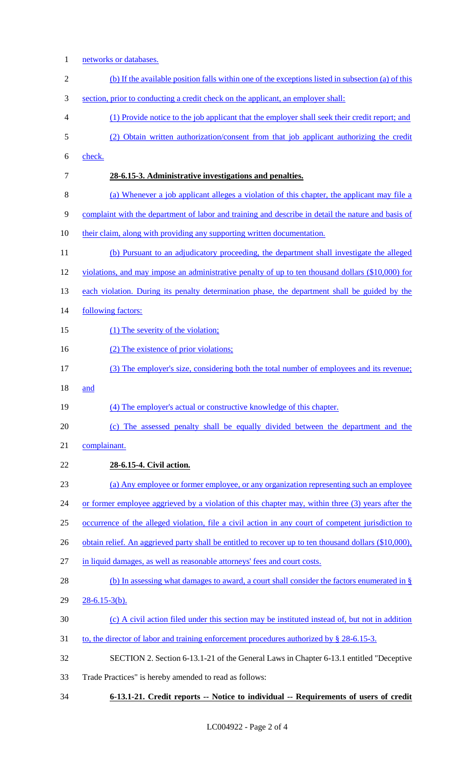networks or databases.

(b) If the available position falls within one of the exceptions listed in subsection (a) of this section, prior to conducting a credit check on the applicant, an employer shall:

(1) Provide notice to the job applicant that the employer shall seek their credit report; and

(2) Obtain written authorization/consent from that job applicant authorizing the credit check.

**28-6.15-3. Administrative investigations and penalties.**

(a) Whenever a job applicant alleges a violation of this chapter, the applicant may file a complaint with the department of labor and training and describe in detail the nature and basis of their claim, along with providing any supporting written documentation.

(b) Pursuant to an adjudicatory proceeding, the department shall investigate the alleged violations, and may impose an administrative penalty of up to ten thousand dollars ($10,000) for each violation. During its penalty determination phase, the department shall be guided by the following factors:

(1) The severity of the violation;

(2) The existence of prior violations;

(3) The employer's size, considering both the total number of employees and its revenue; and

(4) The employer's actual or constructive knowledge of this chapter.

(c) The assessed penalty shall be equally divided between the department and the complainant.

**28-6.15-4. Civil action.**

(a) Any employee or former employee, or any organization representing such an employee or former employee aggrieved by a violation of this chapter may, within three (3) years after the occurrence of the alleged violation, file a civil action in any court of competent jurisdiction to obtain relief. An aggrieved party shall be entitled to recover up to ten thousand dollars ($10,000), in liquid damages, as well as reasonable attorneys' fees and court costs.

(b) In assessing what damages to award, a court shall consider the factors enumerated in § 28-6.15-3(b).

(c) A civil action filed under this section may be instituted instead of, but not in addition to, the director of labor and training enforcement procedures authorized by § 28-6.15-3.

SECTION 2. Section 6-13.1-21 of the General Laws in Chapter 6-13.1 entitled "Deceptive Trade Practices" is hereby amended to read as follows:

**6-13.1-21. Credit reports -- Notice to individual -- Requirements of users of credit**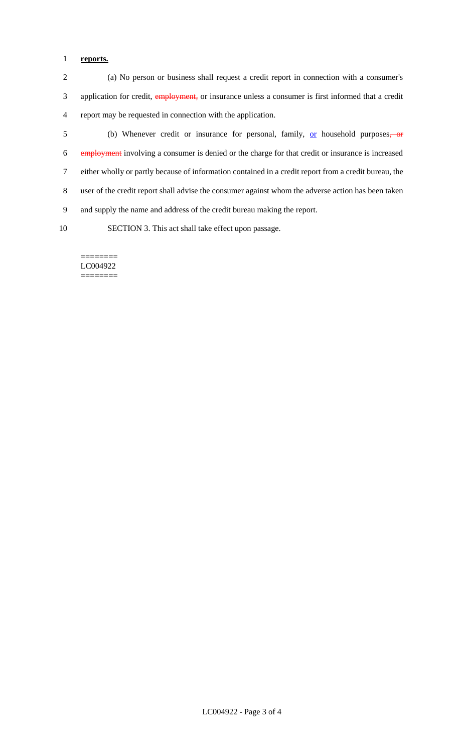**reports.**

(a) No person or business shall request a credit report in connection with a consumer's application for credit, ~~employment,~~ or insurance unless a consumer is first informed that a credit report may be requested in connection with the application.

(b) Whenever credit or insurance for personal, family, <u>or</u> household purposes~~, or employment~~ involving a consumer is denied or the charge for that credit or insurance is increased either wholly or partly because of information contained in a credit report from a credit bureau, the user of the credit report shall advise the consumer against whom the adverse action has been taken and supply the name and address of the credit bureau making the report.

SECTION 3. This act shall take effect upon passage.

========
LC004922
========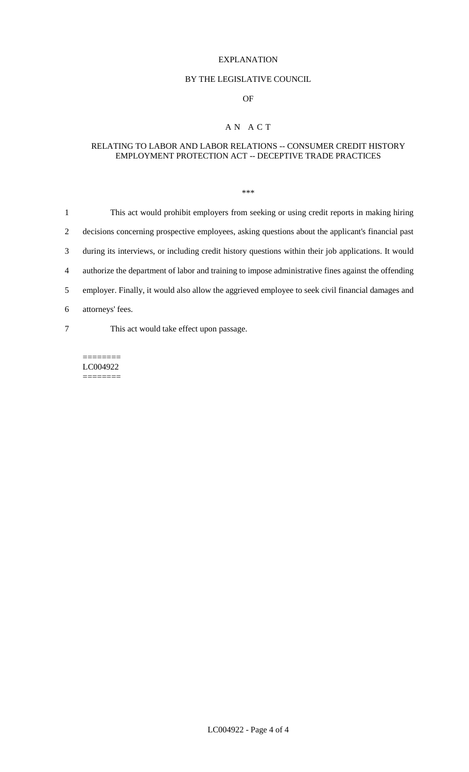EXPLANATION

BY THE LEGISLATIVE COUNCIL

OF

# A N A C T

RELATING TO LABOR AND LABOR RELATIONS -- CONSUMER CREDIT HISTORY EMPLOYMENT PROTECTION ACT -- DECEPTIVE TRADE PRACTICES

\*\*\*

1 This act would prohibit employers from seeking or using credit reports in making hiring
2 decisions concerning prospective employees, asking questions about the applicant's financial past
3 during its interviews, or including credit history questions within their job applications. It would
4 authorize the department of labor and training to impose administrative fines against the offending
5 employer. Finally, it would also allow the aggrieved employee to seek civil financial damages and
6 attorneys' fees.
7 This act would take effect upon passage.

========
LC004922
========